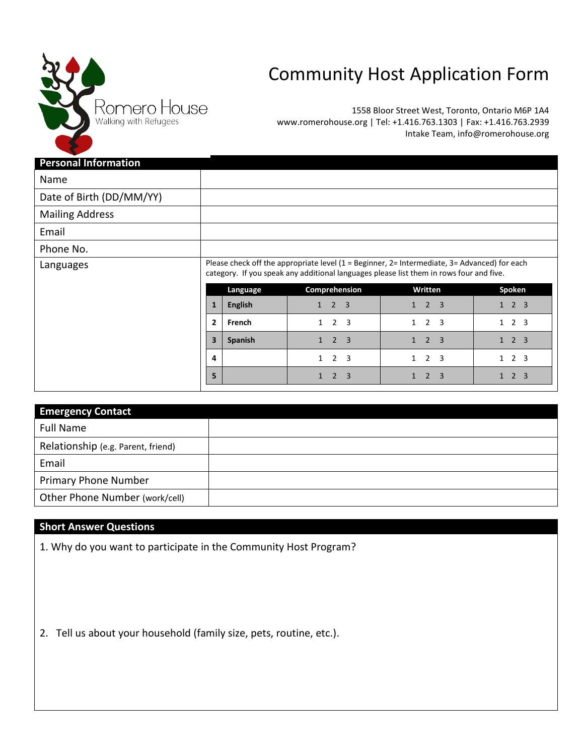Romero House
Walking with Refugees

# Community Host Application Form

1558 Bloor Street West, Toronto, Ontario M6P 1A4
www.romerohouse.org | Tel: +1.416.763.1303 | Fax: +1.416.763.2939
Intake Team, info@romerohouse.org

## Personal Information

| | |
|---|---|
| Name | |
| Date of Birth (DD/MM/YY) | |
| Mailing Address | |
| Email | |
| Phone No. | |
| Languages | Please check off the appropriate level (1 = Beginner, 2= Intermediate, 3= Advanced) for each category. If you speak any additional languages please list them in rows four and five. |

| | Language | Comprehension | Written | Spoken |
|---|---|---|---|---|
| 1 | English | 1 2 3 | 1 2 3 | 1 2 3 |
| 2 | French | 1 2 3 | 1 2 3 | 1 2 3 |
| 3 | Spanish | 1 2 3 | 1 2 3 | 1 2 3 |
| 4 | | 1 2 3 | 1 2 3 | 1 2 3 |
| 5 | | 1 2 3 | 1 2 3 | 1 2 3 |

## Emergency Contact

| | |
|---|---|
| Full Name | |
| Relationship (e.g. Parent, friend) | |
| Email | |
| Primary Phone Number | |
| Other Phone Number (work/cell) | |

## Short Answer Questions

1. Why do you want to participate in the Community Host Program?

2. Tell us about your household (family size, pets, routine, etc.).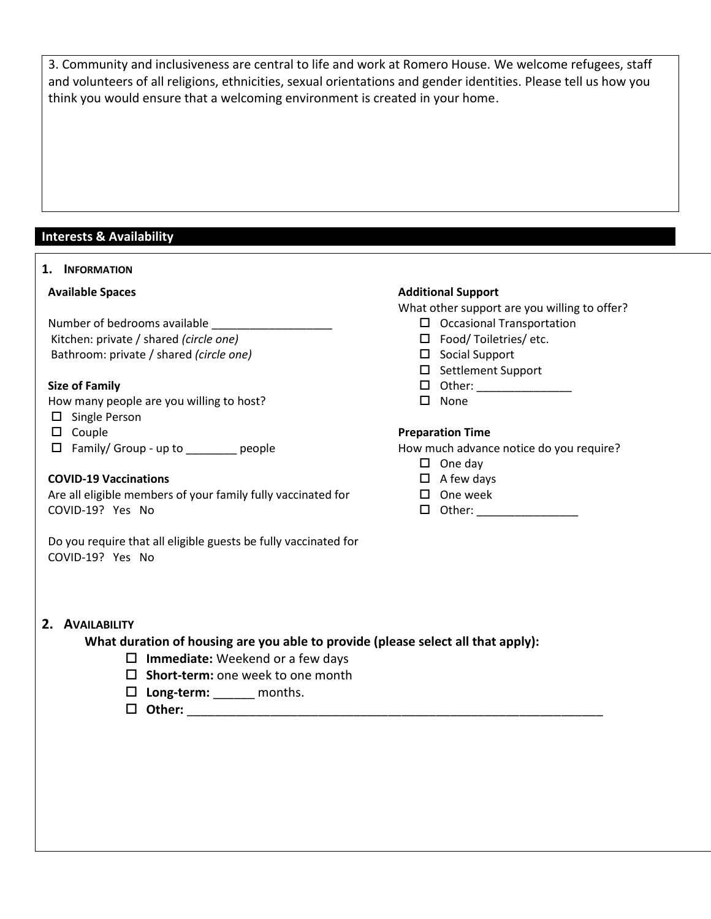3. Community and inclusiveness are central to life and work at Romero House. We welcome refugees, staff and volunteers of all religions, ethnicities, sexual orientations and gender identities. Please tell us how you think you would ensure that a welcoming environment is created in your home.

## Interests & Availability

### 1. Information

**Available Spaces**

Number of bedrooms available ___________________
Kitchen: private / shared *(circle one)*
Bathroom: private / shared *(circle one)*

**Size of Family**

How many people are you willing to host?

- ☐ Single Person
- ☐ Couple
- ☐ Family/ Group - up to ________ people

**COVID-19 Vaccinations**

Are all eligible members of your family fully vaccinated for COVID-19? Yes No

Do you require that all eligible guests be fully vaccinated for COVID-19? Yes No

**Additional Support**

What other support are you willing to offer?

- ☐ Occasional Transportation
- ☐ Food/ Toiletries/ etc.
- ☐ Social Support
- ☐ Settlement Support
- ☐ Other: _______________
- ☐ None

**Preparation Time**

How much advance notice do you require?

- ☐ One day
- ☐ A few days
- ☐ One week
- ☐ Other: ________________

### 2. Availability

**What duration of housing are you able to provide (please select all that apply):**

- ☐ **Immediate:** Weekend or a few days
- ☐ **Short-term:** one week to one month
- ☐ **Long-term:** ______ months.
- ☐ **Other:** ________________________________________________________________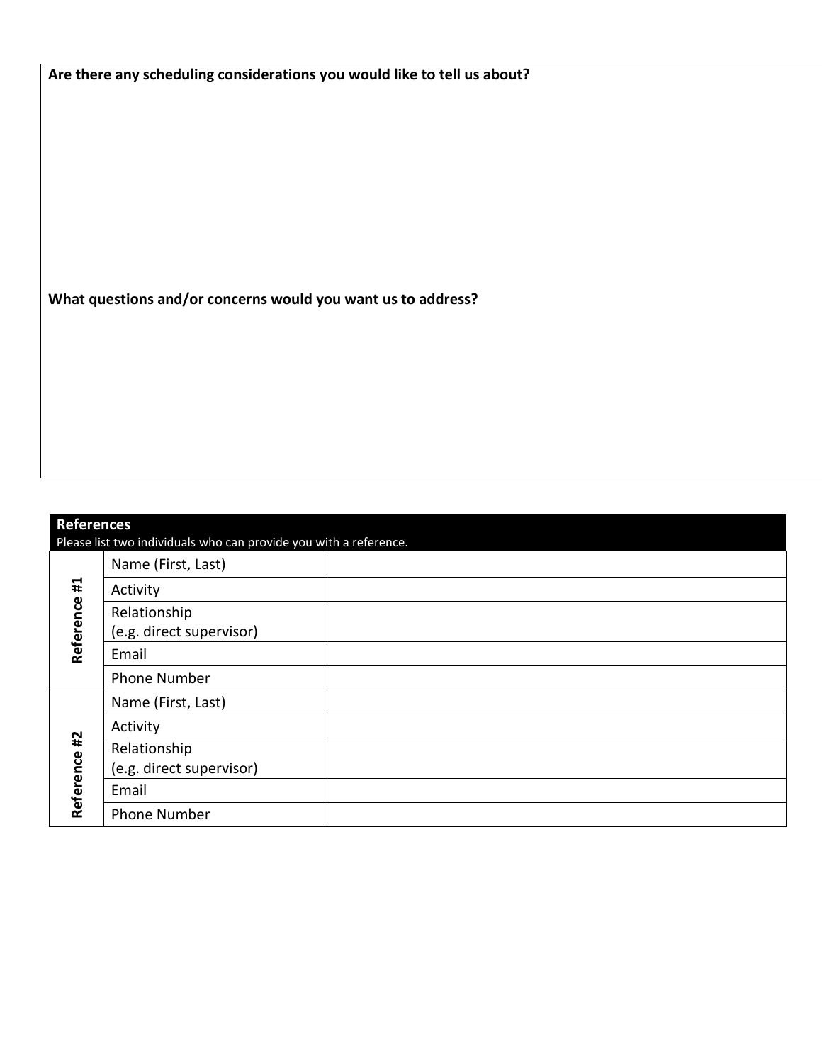**Are there any scheduling considerations you would like to tell us about?**

**What questions and/or concerns would you want us to address?**

| **References**<br>Please list two individuals who can provide you with a reference. | | |
|---|---|---|
| **Reference #1** | Name (First, Last) | |
| | Activity | |
| | Relationship (e.g. direct supervisor) | |
| | Email | |
| | Phone Number | |
| **Reference #2** | Name (First, Last) | |
| | Activity | |
| | Relationship (e.g. direct supervisor) | |
| | Email | |
| | Phone Number | |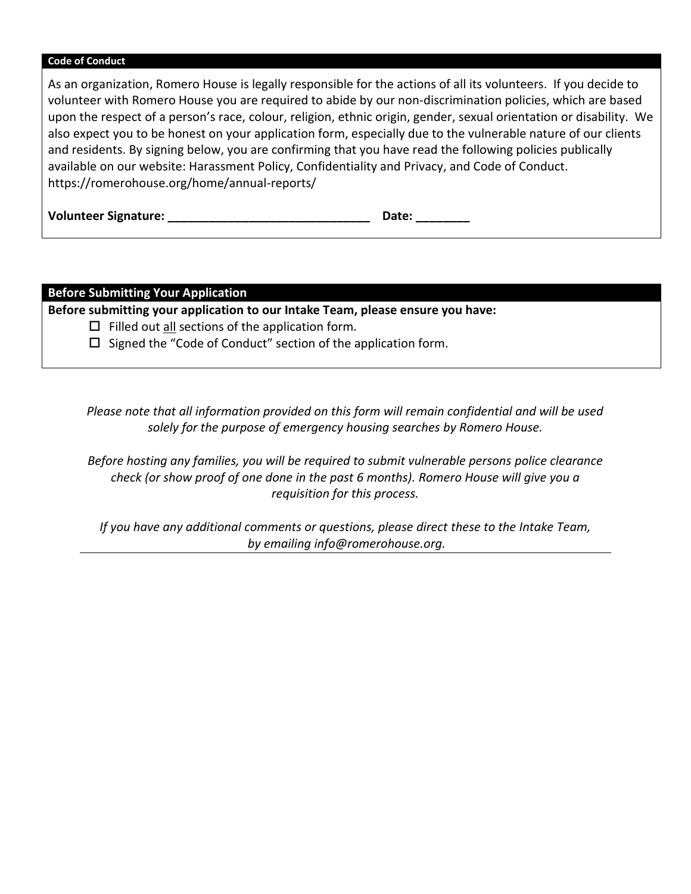## Code of Conduct

As an organization, Romero House is legally responsible for the actions of all its volunteers. If you decide to volunteer with Romero House you are required to abide by our non-discrimination policies, which are based upon the respect of a person's race, colour, religion, ethnic origin, gender, sexual orientation or disability. We also expect you to be honest on your application form, especially due to the vulnerable nature of our clients and residents. By signing below, you are confirming that you have read the following policies publically available on our website: Harassment Policy, Confidentiality and Privacy, and Code of Conduct. https://romerohouse.org/home/annual-reports/

**Volunteer Signature: ______________________________ Date: ________**

## Before Submitting Your Application

**Before submitting your application to our Intake Team, please ensure you have:**

- ☐ Filled out <u>all</u> sections of the application form.
- ☐ Signed the "Code of Conduct" section of the application form.

*Please note that all information provided on this form will remain confidential and will be used solely for the purpose of emergency housing searches by Romero House.*

*Before hosting any families, you will be required to submit vulnerable persons police clearance check (or show proof of one done in the past 6 months). Romero House will give you a requisition for this process.*

*If you have any additional comments or questions, please direct these to the Intake Team, by emailing info@romerohouse.org.*